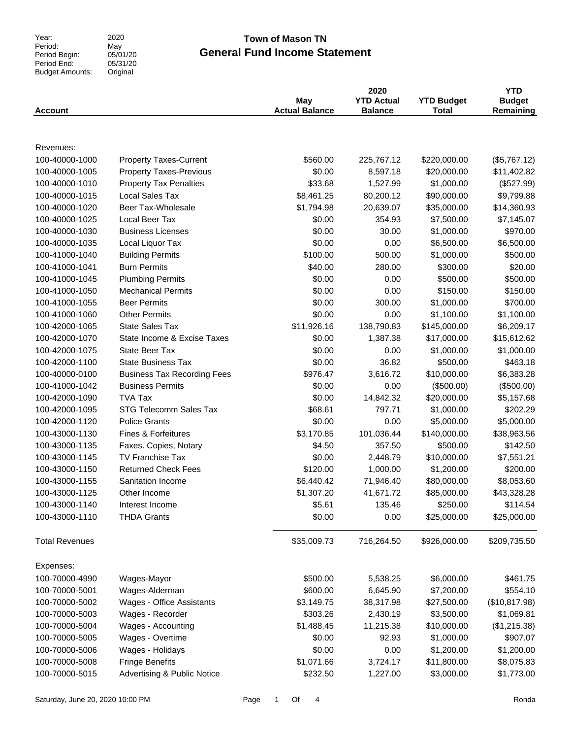| | |
|---|---|
| Year: | 2020 |
| Period: | May |
| Period Begin: | 05/01/20 |
| Period End: | 05/31/20 |
| Budget Amounts: | Original |

# Town of Mason TN
## General Fund Income Statement

| Account | | May Actual Balance | 2020 YTD Actual Balance | YTD Budget Total | YTD Budget Remaining |
|---|---|---|---|---|---|
| Revenues: | | | | | |
| 100-40000-1000 | Property Taxes-Current | $560.00 | 225,767.12 | $220,000.00 | ($5,767.12) |
| 100-40000-1005 | Property Taxes-Previous | $0.00 | 8,597.18 | $20,000.00 | $11,402.82 |
| 100-40000-1010 | Property Tax Penalties | $33.68 | 1,527.99 | $1,000.00 | ($527.99) |
| 100-40000-1015 | Local Sales Tax | $8,461.25 | 80,200.12 | $90,000.00 | $9,799.88 |
| 100-40000-1020 | Beer Tax-Wholesale | $1,794.98 | 20,639.07 | $35,000.00 | $14,360.93 |
| 100-40000-1025 | Local Beer Tax | $0.00 | 354.93 | $7,500.00 | $7,145.07 |
| 100-40000-1030 | Business Licenses | $0.00 | 30.00 | $1,000.00 | $970.00 |
| 100-40000-1035 | Local Liquor Tax | $0.00 | 0.00 | $6,500.00 | $6,500.00 |
| 100-41000-1040 | Building Permits | $100.00 | 500.00 | $1,000.00 | $500.00 |
| 100-41000-1041 | Burn Permits | $40.00 | 280.00 | $300.00 | $20.00 |
| 100-41000-1045 | Plumbing Permits | $0.00 | 0.00 | $500.00 | $500.00 |
| 100-41000-1050 | Mechanical Permits | $0.00 | 0.00 | $150.00 | $150.00 |
| 100-41000-1055 | Beer Permits | $0.00 | 300.00 | $1,000.00 | $700.00 |
| 100-41000-1060 | Other Permits | $0.00 | 0.00 | $1,100.00 | $1,100.00 |
| 100-42000-1065 | State Sales Tax | $11,926.16 | 138,790.83 | $145,000.00 | $6,209.17 |
| 100-42000-1070 | State Income & Excise Taxes | $0.00 | 1,387.38 | $17,000.00 | $15,612.62 |
| 100-42000-1075 | State Beer Tax | $0.00 | 0.00 | $1,000.00 | $1,000.00 |
| 100-42000-1100 | State Business Tax | $0.00 | 36.82 | $500.00 | $463.18 |
| 100-40000-0100 | Business Tax Recording Fees | $976.47 | 3,616.72 | $10,000.00 | $6,383.28 |
| 100-41000-1042 | Business Permits | $0.00 | 0.00 | ($500.00) | ($500.00) |
| 100-42000-1090 | TVA Tax | $0.00 | 14,842.32 | $20,000.00 | $5,157.68 |
| 100-42000-1095 | STG Telecomm Sales Tax | $68.61 | 797.71 | $1,000.00 | $202.29 |
| 100-42000-1120 | Police Grants | $0.00 | 0.00 | $5,000.00 | $5,000.00 |
| 100-43000-1130 | Fines & Forfeitures | $3,170.85 | 101,036.44 | $140,000.00 | $38,963.56 |
| 100-43000-1135 | Faxes. Copies, Notary | $4.50 | 357.50 | $500.00 | $142.50 |
| 100-43000-1145 | TV Franchise Tax | $0.00 | 2,448.79 | $10,000.00 | $7,551.21 |
| 100-43000-1150 | Returned Check Fees | $120.00 | 1,000.00 | $1,200.00 | $200.00 |
| 100-43000-1155 | Sanitation Income | $6,440.42 | 71,946.40 | $80,000.00 | $8,053.60 |
| 100-43000-1125 | Other Income | $1,307.20 | 41,671.72 | $85,000.00 | $43,328.28 |
| 100-43000-1140 | Interest Income | $5.61 | 135.46 | $250.00 | $114.54 |
| 100-43000-1110 | THDA Grants | $0.00 | 0.00 | $25,000.00 | $25,000.00 |
| Total Revenues | | $35,009.73 | 716,264.50 | $926,000.00 | $209,735.50 |
| Expenses: | | | | | |
| 100-70000-4990 | Wages-Mayor | $500.00 | 5,538.25 | $6,000.00 | $461.75 |
| 100-70000-5001 | Wages-Alderman | $600.00 | 6,645.90 | $7,200.00 | $554.10 |
| 100-70000-5002 | Wages - Office Assistants | $3,149.75 | 38,317.98 | $27,500.00 | ($10,817.98) |
| 100-70000-5003 | Wages - Recorder | $303.26 | 2,430.19 | $3,500.00 | $1,069.81 |
| 100-70000-5004 | Wages - Accounting | $1,488.45 | 11,215.38 | $10,000.00 | ($1,215.38) |
| 100-70000-5005 | Wages - Overtime | $0.00 | 92.93 | $1,000.00 | $907.07 |
| 100-70000-5006 | Wages - Holidays | $0.00 | 0.00 | $1,200.00 | $1,200.00 |
| 100-70000-5008 | Fringe Benefits | $1,071.66 | 3,724.17 | $11,800.00 | $8,075.83 |
| 100-70000-5015 | Advertising & Public Notice | $232.50 | 1,227.00 | $3,000.00 | $1,773.00 |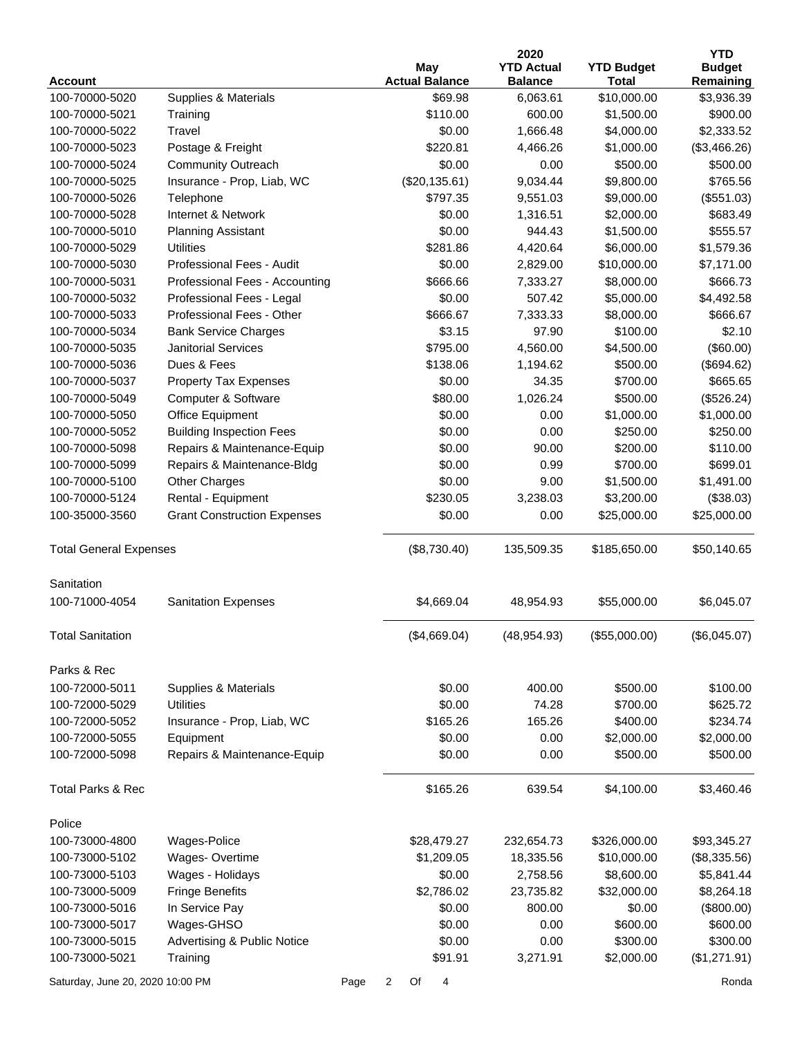| Account | | May Actual Balance | 2020 YTD Actual Balance | YTD Budget Total | YTD Budget Remaining |
|---|---|---|---|---|---|
| 100-70000-5020 | Supplies & Materials | $69.98 | 6,063.61 | $10,000.00 | $3,936.39 |
| 100-70000-5021 | Training | $110.00 | 600.00 | $1,500.00 | $900.00 |
| 100-70000-5022 | Travel | $0.00 | 1,666.48 | $4,000.00 | $2,333.52 |
| 100-70000-5023 | Postage & Freight | $220.81 | 4,466.26 | $1,000.00 | ($3,466.26) |
| 100-70000-5024 | Community Outreach | $0.00 | 0.00 | $500.00 | $500.00 |
| 100-70000-5025 | Insurance - Prop, Liab, WC | ($20,135.61) | 9,034.44 | $9,800.00 | $765.56 |
| 100-70000-5026 | Telephone | $797.35 | 9,551.03 | $9,000.00 | ($551.03) |
| 100-70000-5028 | Internet & Network | $0.00 | 1,316.51 | $2,000.00 | $683.49 |
| 100-70000-5010 | Planning Assistant | $0.00 | 944.43 | $1,500.00 | $555.57 |
| 100-70000-5029 | Utilities | $281.86 | 4,420.64 | $6,000.00 | $1,579.36 |
| 100-70000-5030 | Professional Fees - Audit | $0.00 | 2,829.00 | $10,000.00 | $7,171.00 |
| 100-70000-5031 | Professional Fees - Accounting | $666.66 | 7,333.27 | $8,000.00 | $666.73 |
| 100-70000-5032 | Professional Fees - Legal | $0.00 | 507.42 | $5,000.00 | $4,492.58 |
| 100-70000-5033 | Professional Fees - Other | $666.67 | 7,333.33 | $8,000.00 | $666.67 |
| 100-70000-5034 | Bank Service Charges | $3.15 | 97.90 | $100.00 | $2.10 |
| 100-70000-5035 | Janitorial Services | $795.00 | 4,560.00 | $4,500.00 | ($60.00) |
| 100-70000-5036 | Dues & Fees | $138.06 | 1,194.62 | $500.00 | ($694.62) |
| 100-70000-5037 | Property Tax Expenses | $0.00 | 34.35 | $700.00 | $665.65 |
| 100-70000-5049 | Computer & Software | $80.00 | 1,026.24 | $500.00 | ($526.24) |
| 100-70000-5050 | Office Equipment | $0.00 | 0.00 | $1,000.00 | $1,000.00 |
| 100-70000-5052 | Building Inspection Fees | $0.00 | 0.00 | $250.00 | $250.00 |
| 100-70000-5098 | Repairs & Maintenance-Equip | $0.00 | 90.00 | $200.00 | $110.00 |
| 100-70000-5099 | Repairs & Maintenance-Bldg | $0.00 | 0.99 | $700.00 | $699.01 |
| 100-70000-5100 | Other Charges | $0.00 | 9.00 | $1,500.00 | $1,491.00 |
| 100-70000-5124 | Rental - Equipment | $230.05 | 3,238.03 | $3,200.00 | ($38.03) |
| 100-35000-3560 | Grant Construction Expenses | $0.00 | 0.00 | $25,000.00 | $25,000.00 |
| Total General Expenses | | ($8,730.40) | 135,509.35 | $185,650.00 | $50,140.65 |
| Sanitation | | | | | |
| 100-71000-4054 | Sanitation Expenses | $4,669.04 | 48,954.93 | $55,000.00 | $6,045.07 |
| Total Sanitation | | ($4,669.04) | (48,954.93) | ($55,000.00) | ($6,045.07) |
| Parks & Rec | | | | | |
| 100-72000-5011 | Supplies & Materials | $0.00 | 400.00 | $500.00 | $100.00 |
| 100-72000-5029 | Utilities | $0.00 | 74.28 | $700.00 | $625.72 |
| 100-72000-5052 | Insurance - Prop, Liab, WC | $165.26 | 165.26 | $400.00 | $234.74 |
| 100-72000-5055 | Equipment | $0.00 | 0.00 | $2,000.00 | $2,000.00 |
| 100-72000-5098 | Repairs & Maintenance-Equip | $0.00 | 0.00 | $500.00 | $500.00 |
| Total Parks & Rec | | $165.26 | 639.54 | $4,100.00 | $3,460.46 |
| Police | | | | | |
| 100-73000-4800 | Wages-Police | $28,479.27 | 232,654.73 | $326,000.00 | $93,345.27 |
| 100-73000-5102 | Wages- Overtime | $1,209.05 | 18,335.56 | $10,000.00 | ($8,335.56) |
| 100-73000-5103 | Wages - Holidays | $0.00 | 2,758.56 | $8,600.00 | $5,841.44 |
| 100-73000-5009 | Fringe Benefits | $2,786.02 | 23,735.82 | $32,000.00 | $8,264.18 |
| 100-73000-5016 | In Service Pay | $0.00 | 800.00 | $0.00 | ($800.00) |
| 100-73000-5017 | Wages-GHSO | $0.00 | 0.00 | $600.00 | $600.00 |
| 100-73000-5015 | Advertising & Public Notice | $0.00 | 0.00 | $300.00 | $300.00 |
| 100-73000-5021 | Training | $91.91 | 3,271.91 | $2,000.00 | ($1,271.91) |

Saturday, June 20, 2020 10:00 PM

Ronda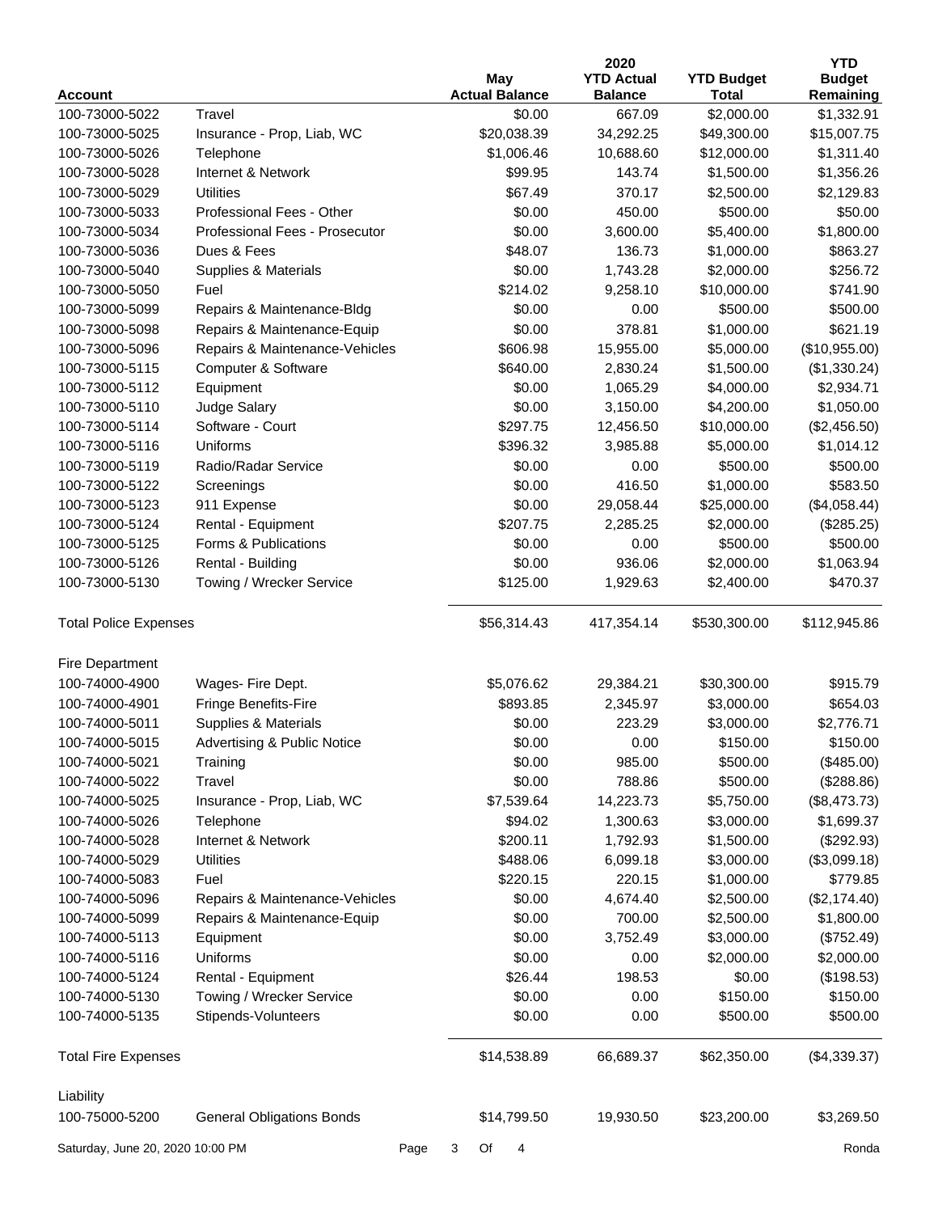| Account | | May Actual Balance | 2020 YTD Actual Balance | YTD Budget Total | YTD Budget Remaining |
|---|---|---|---|---|---|
| 100-73000-5022 | Travel | $0.00 | 667.09 | $2,000.00 | $1,332.91 |
| 100-73000-5025 | Insurance - Prop, Liab, WC | $20,038.39 | 34,292.25 | $49,300.00 | $15,007.75 |
| 100-73000-5026 | Telephone | $1,006.46 | 10,688.60 | $12,000.00 | $1,311.40 |
| 100-73000-5028 | Internet & Network | $99.95 | 143.74 | $1,500.00 | $1,356.26 |
| 100-73000-5029 | Utilities | $67.49 | 370.17 | $2,500.00 | $2,129.83 |
| 100-73000-5033 | Professional Fees - Other | $0.00 | 450.00 | $500.00 | $50.00 |
| 100-73000-5034 | Professional Fees - Prosecutor | $0.00 | 3,600.00 | $5,400.00 | $1,800.00 |
| 100-73000-5036 | Dues & Fees | $48.07 | 136.73 | $1,000.00 | $863.27 |
| 100-73000-5040 | Supplies & Materials | $0.00 | 1,743.28 | $2,000.00 | $256.72 |
| 100-73000-5050 | Fuel | $214.02 | 9,258.10 | $10,000.00 | $741.90 |
| 100-73000-5099 | Repairs & Maintenance-Bldg | $0.00 | 0.00 | $500.00 | $500.00 |
| 100-73000-5098 | Repairs & Maintenance-Equip | $0.00 | 378.81 | $1,000.00 | $621.19 |
| 100-73000-5096 | Repairs & Maintenance-Vehicles | $606.98 | 15,955.00 | $5,000.00 | ($10,955.00) |
| 100-73000-5115 | Computer & Software | $640.00 | 2,830.24 | $1,500.00 | ($1,330.24) |
| 100-73000-5112 | Equipment | $0.00 | 1,065.29 | $4,000.00 | $2,934.71 |
| 100-73000-5110 | Judge Salary | $0.00 | 3,150.00 | $4,200.00 | $1,050.00 |
| 100-73000-5114 | Software - Court | $297.75 | 12,456.50 | $10,000.00 | ($2,456.50) |
| 100-73000-5116 | Uniforms | $396.32 | 3,985.88 | $5,000.00 | $1,014.12 |
| 100-73000-5119 | Radio/Radar Service | $0.00 | 0.00 | $500.00 | $500.00 |
| 100-73000-5122 | Screenings | $0.00 | 416.50 | $1,000.00 | $583.50 |
| 100-73000-5123 | 911 Expense | $0.00 | 29,058.44 | $25,000.00 | ($4,058.44) |
| 100-73000-5124 | Rental - Equipment | $207.75 | 2,285.25 | $2,000.00 | ($285.25) |
| 100-73000-5125 | Forms & Publications | $0.00 | 0.00 | $500.00 | $500.00 |
| 100-73000-5126 | Rental - Building | $0.00 | 936.06 | $2,000.00 | $1,063.94 |
| 100-73000-5130 | Towing / Wrecker Service | $125.00 | 1,929.63 | $2,400.00 | $470.37 |
| Total Police Expenses | | $56,314.43 | 417,354.14 | $530,300.00 | $112,945.86 |
| Fire Department | | | | | |
| 100-74000-4900 | Wages- Fire Dept. | $5,076.62 | 29,384.21 | $30,300.00 | $915.79 |
| 100-74000-4901 | Fringe Benefits-Fire | $893.85 | 2,345.97 | $3,000.00 | $654.03 |
| 100-74000-5011 | Supplies & Materials | $0.00 | 223.29 | $3,000.00 | $2,776.71 |
| 100-74000-5015 | Advertising & Public Notice | $0.00 | 0.00 | $150.00 | $150.00 |
| 100-74000-5021 | Training | $0.00 | 985.00 | $500.00 | ($485.00) |
| 100-74000-5022 | Travel | $0.00 | 788.86 | $500.00 | ($288.86) |
| 100-74000-5025 | Insurance - Prop, Liab, WC | $7,539.64 | 14,223.73 | $5,750.00 | ($8,473.73) |
| 100-74000-5026 | Telephone | $94.02 | 1,300.63 | $3,000.00 | $1,699.37 |
| 100-74000-5028 | Internet & Network | $200.11 | 1,792.93 | $1,500.00 | ($292.93) |
| 100-74000-5029 | Utilities | $488.06 | 6,099.18 | $3,000.00 | ($3,099.18) |
| 100-74000-5083 | Fuel | $220.15 | 220.15 | $1,000.00 | $779.85 |
| 100-74000-5096 | Repairs & Maintenance-Vehicles | $0.00 | 4,674.40 | $2,500.00 | ($2,174.40) |
| 100-74000-5099 | Repairs & Maintenance-Equip | $0.00 | 700.00 | $2,500.00 | $1,800.00 |
| 100-74000-5113 | Equipment | $0.00 | 3,752.49 | $3,000.00 | ($752.49) |
| 100-74000-5116 | Uniforms | $0.00 | 0.00 | $2,000.00 | $2,000.00 |
| 100-74000-5124 | Rental - Equipment | $26.44 | 198.53 | $0.00 | ($198.53) |
| 100-74000-5130 | Towing / Wrecker Service | $0.00 | 0.00 | $150.00 | $150.00 |
| 100-74000-5135 | Stipends-Volunteers | $0.00 | 0.00 | $500.00 | $500.00 |
| Total Fire Expenses | | $14,538.89 | 66,689.37 | $62,350.00 | ($4,339.37) |
| Liability | | | | | |
| 100-75000-5200 | General Obligations Bonds | $14,799.50 | 19,930.50 | $23,200.00 | $3,269.50 |

Saturday, June 20, 2020 10:00 PM — Ronda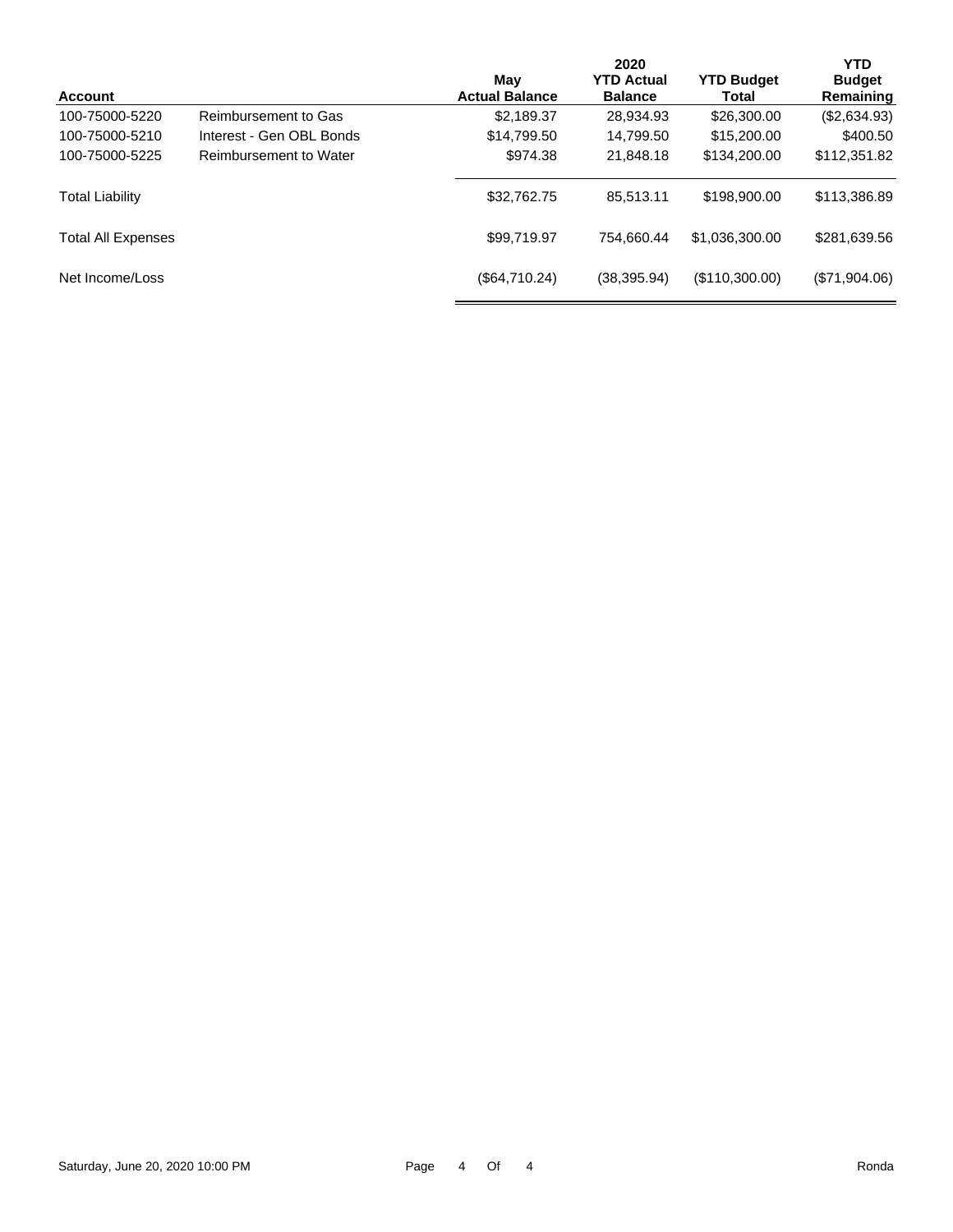| Account | | May Actual Balance | 2020 YTD Actual Balance | YTD Budget Total | YTD Budget Remaining |
| --- | --- | --- | --- | --- | --- |
| 100-75000-5220 | Reimbursement to Gas | $2,189.37 | 28,934.93 | $26,300.00 | ($2,634.93) |
| 100-75000-5210 | Interest - Gen OBL Bonds | $14,799.50 | 14,799.50 | $15,200.00 | $400.50 |
| 100-75000-5225 | Reimbursement to Water | $974.38 | 21,848.18 | $134,200.00 | $112,351.82 |
| Total Liability | | $32,762.75 | 85,513.11 | $198,900.00 | $113,386.89 |
| Total All Expenses | | $99,719.97 | 754,660.44 | $1,036,300.00 | $281,639.56 |
| Net Income/Loss | | ($64,710.24) | (38,395.94) | ($110,300.00) | ($71,904.06) |

Saturday, June 20, 2020 10:00 PM

Ronda